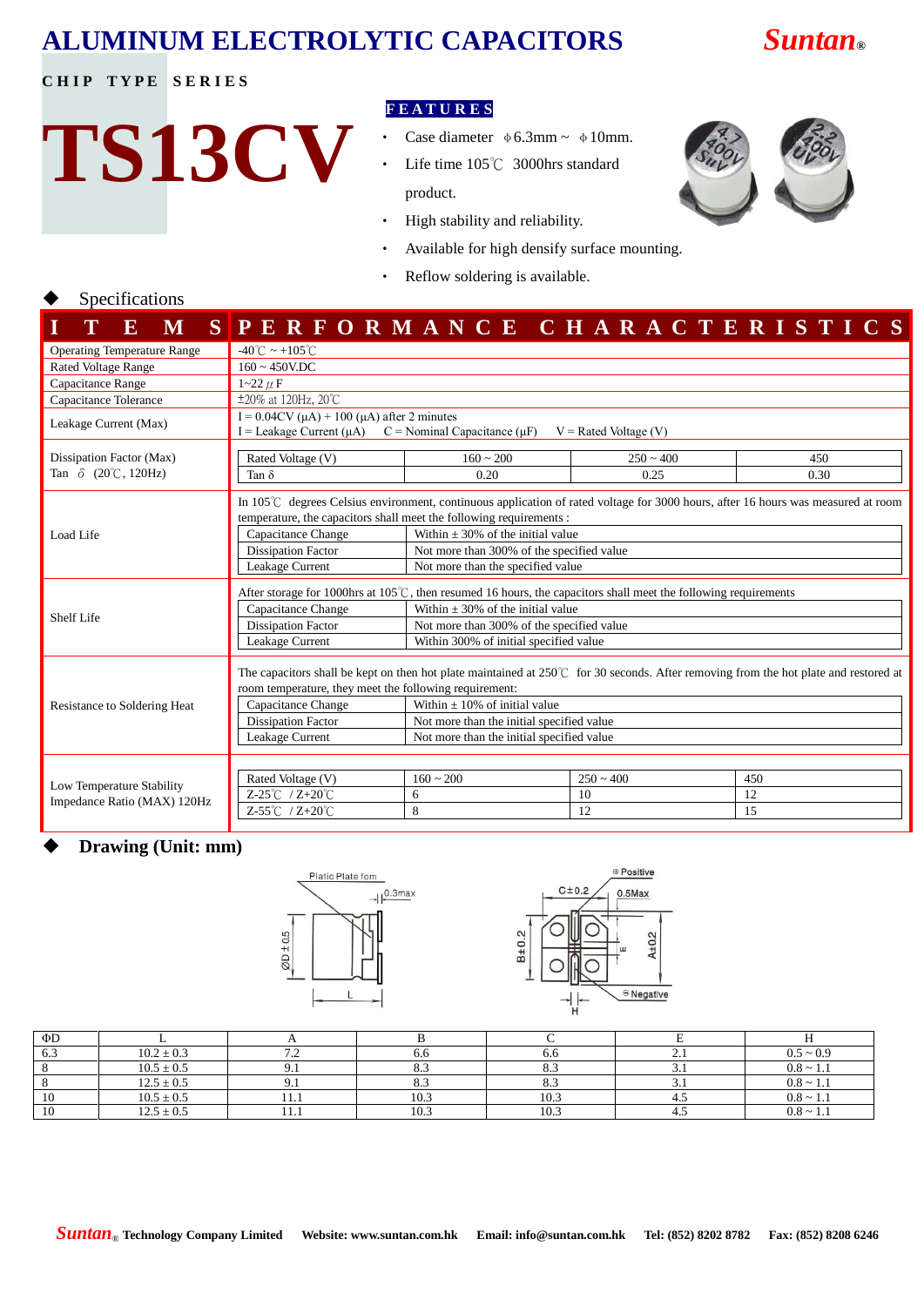# ALUMINUM ELECTROLYTIC CAPACITORS

**Suntan®**

CHIP TYPE SERIES

# TS13CV

**FEATURES**

- Case diameter ϕ6.3mm ~ ϕ10mm.
- Life time 105℃ 3000hrs standard product.
- High stability and reliability.
- Available for high densify surface mounting.
- Reflow soldering is available.

## Specifications

| ITEMS | PERFORMANCE CHARACTERISTICS | | | |
|---|---|---|---|---|
| Operating Temperature Range | -40℃ ~ +105℃ | | | |
| Rated Voltage Range | 160 ~ 450V.DC | | | |
| Capacitance Range | 1~22 μF | | | |
| Capacitance Tolerance | ±20% at 120Hz, 20℃ | | | |
| Leakage Current (Max) | I = 0.04CV (μA) + 100 (μA) after 2 minutes<br>I = Leakage Current (μA) C = Nominal Capacitance (μF) V = Rated Voltage (V) | | | |
| Dissipation Factor (Max)<br>Tan δ (20℃, 120Hz) | Rated Voltage (V) | 160 ~ 200 | 250 ~ 400 | 450 |
| | Tan δ | 0.20 | 0.25 | 0.30 |
| Load Life | In 105℃ degrees Celsius environment, continuous application of rated voltage for 3000 hours, after 16 hours was measured at room temperature, the capacitors shall meet the following requirements : | | | |
| | Capacitance Change | Within ± 30% of the initial value | | |
| | Dissipation Factor | Not more than 300% of the specified value | | |
| | Leakage Current | Not more than the specified value | | |
| Shelf Life | After storage for 1000hrs at 105℃, then resumed 16 hours, the capacitors shall meet the following requirements | | | |
| | Capacitance Change | Within ± 30% of the initial value | | |
| | Dissipation Factor | Not more than 300% of the specified value | | |
| | Leakage Current | Within 300% of initial specified value | | |
| Resistance to Soldering Heat | The capacitors shall be kept on then hot plate maintained at 250℃ for 30 seconds. After removing from the hot plate and restored at room temperature, they meet the following requirement: | | | |
| | Capacitance Change | Within ± 10% of initial value | | |
| | Dissipation Factor | Not more than the initial specified value | | |
| | Leakage Current | Not more than the initial specified value | | |
| Low Temperature Stability<br>Impedance Ratio (MAX) 120Hz | Rated Voltage (V) | 160 ~ 200 | 250 ~ 400 | 450 |
| | Z-25℃ / Z+20℃ | 6 | 10 | 12 |
| | Z-55℃ / Z+20℃ | 8 | 12 | 15 |

## Drawing (Unit: mm)

Platic Plate fom; 0.3max; ØD ± 0.5; L; C±0.2; ⊕ Positive; 0.5Max; B±0.2; E; A±0.2; ⊖ Negative; H

| ΦD | L | A | B | C | E | H |
|---|---|---|---|---|---|---|
| 6.3 | 10.2 ± 0.3 | 7.2 | 6.6 | 6.6 | 2.1 | 0.5 ~ 0.9 |
| 8 | 10.5 ± 0.5 | 9.1 | 8.3 | 8.3 | 3.1 | 0.8 ~ 1.1 |
| 8 | 12.5 ± 0.5 | 9.1 | 8.3 | 8.3 | 3.1 | 0.8 ~ 1.1 |
| 10 | 10.5 ± 0.5 | 11.1 | 10.3 | 10.3 | 4.5 | 0.8 ~ 1.1 |
| 10 | 12.5 ± 0.5 | 11.1 | 10.3 | 10.3 | 4.5 | 0.8 ~ 1.1 |

**Suntan® Technology Company Limited Website: www.suntan.com.hk Email: info@suntan.com.hk Tel: (852) 8202 8782 Fax: (852) 8208 6246**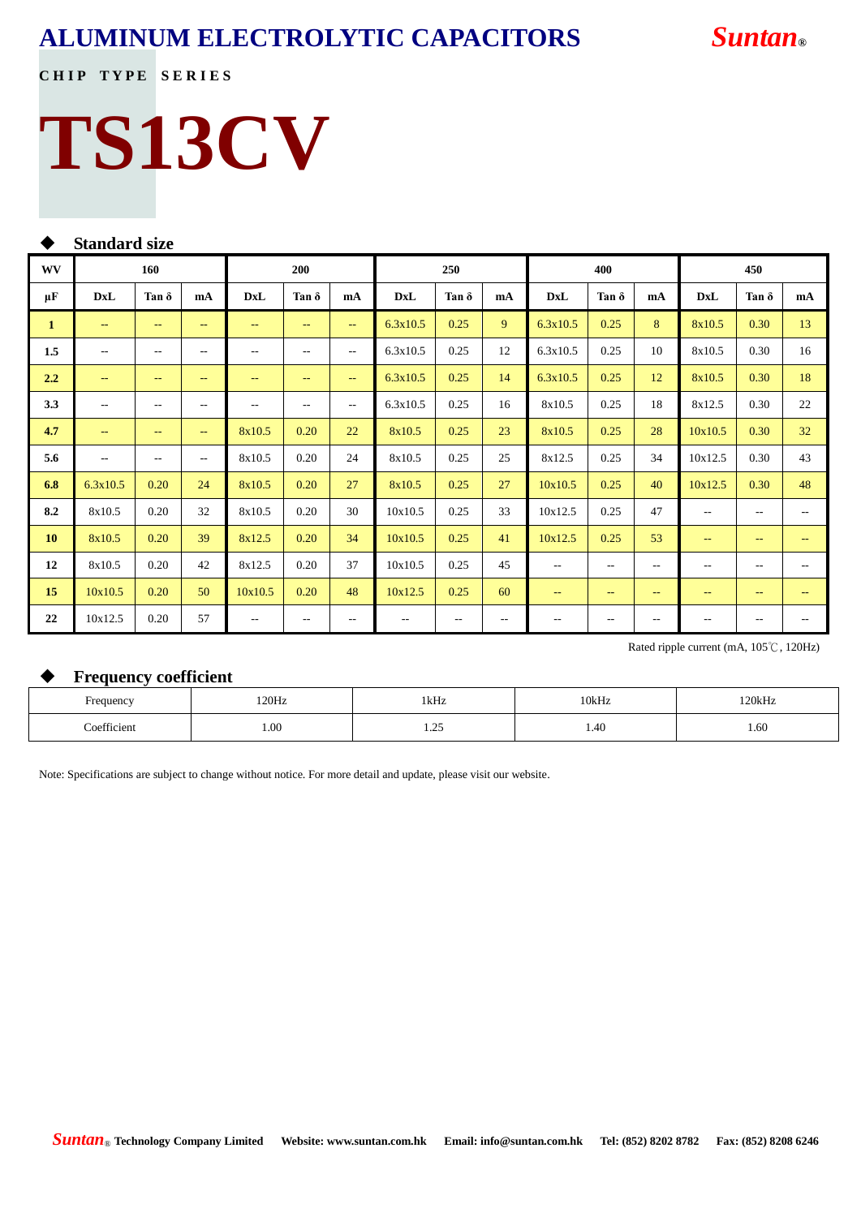# ALUMINUM ELECTROLYTIC CAPACITORS

Suntan®

CHIP TYPE SERIES

# TS13CV

## ◆ Standard size

| WV | 160 | | | 200 | | | 250 | | | 400 | | | 450 | | |
|---|---|---|---|---|---|---|---|---|---|---|---|---|---|---|---|
| µF | DxL | Tan δ | mA | DxL | Tan δ | mA | DxL | Tan δ | mA | DxL | Tan δ | mA | DxL | Tan δ | mA |
| 1 | -- | -- | -- | -- | -- | -- | 6.3x10.5 | 0.25 | 9 | 6.3x10.5 | 0.25 | 8 | 8x10.5 | 0.30 | 13 |
| 1.5 | -- | -- | -- | -- | -- | -- | 6.3x10.5 | 0.25 | 12 | 6.3x10.5 | 0.25 | 10 | 8x10.5 | 0.30 | 16 |
| 2.2 | -- | -- | -- | -- | -- | -- | 6.3x10.5 | 0.25 | 14 | 6.3x10.5 | 0.25 | 12 | 8x10.5 | 0.30 | 18 |
| 3.3 | -- | -- | -- | -- | -- | -- | 6.3x10.5 | 0.25 | 16 | 8x10.5 | 0.25 | 18 | 8x12.5 | 0.30 | 22 |
| 4.7 | -- | -- | -- | 8x10.5 | 0.20 | 22 | 8x10.5 | 0.25 | 23 | 8x10.5 | 0.25 | 28 | 10x10.5 | 0.30 | 32 |
| 5.6 | -- | -- | -- | 8x10.5 | 0.20 | 24 | 8x10.5 | 0.25 | 25 | 8x12.5 | 0.25 | 34 | 10x12.5 | 0.30 | 43 |
| 6.8 | 6.3x10.5 | 0.20 | 24 | 8x10.5 | 0.20 | 27 | 8x10.5 | 0.25 | 27 | 10x10.5 | 0.25 | 40 | 10x12.5 | 0.30 | 48 |
| 8.2 | 8x10.5 | 0.20 | 32 | 8x10.5 | 0.20 | 30 | 10x10.5 | 0.25 | 33 | 10x12.5 | 0.25 | 47 | -- | -- | -- |
| 10 | 8x10.5 | 0.20 | 39 | 8x12.5 | 0.20 | 34 | 10x10.5 | 0.25 | 41 | 10x12.5 | 0.25 | 53 | -- | -- | -- |
| 12 | 8x10.5 | 0.20 | 42 | 8x12.5 | 0.20 | 37 | 10x10.5 | 0.25 | 45 | -- | -- | -- | -- | -- | -- |
| 15 | 10x10.5 | 0.20 | 50 | 10x10.5 | 0.20 | 48 | 10x12.5 | 0.25 | 60 | -- | -- | -- | -- | -- | -- |
| 22 | 10x12.5 | 0.20 | 57 | -- | -- | -- | -- | -- | -- | -- | -- | -- | -- | -- | -- |

Rated ripple current (mA, 105℃, 120Hz)

## ◆ Frequency coefficient

| Frequency | 120Hz | 1kHz | 10kHz | 120kHz |
|---|---|---|---|---|
| Coefficient | 1.00 | 1.25 | 1.40 | 1.60 |

Note: Specifications are subject to change without notice. For more detail and update, please visit our website.

Suntan® Technology Company Limited Website: www.suntan.com.hk Email: info@suntan.com.hk Tel: (852) 8202 8782 Fax: (852) 8208 6246